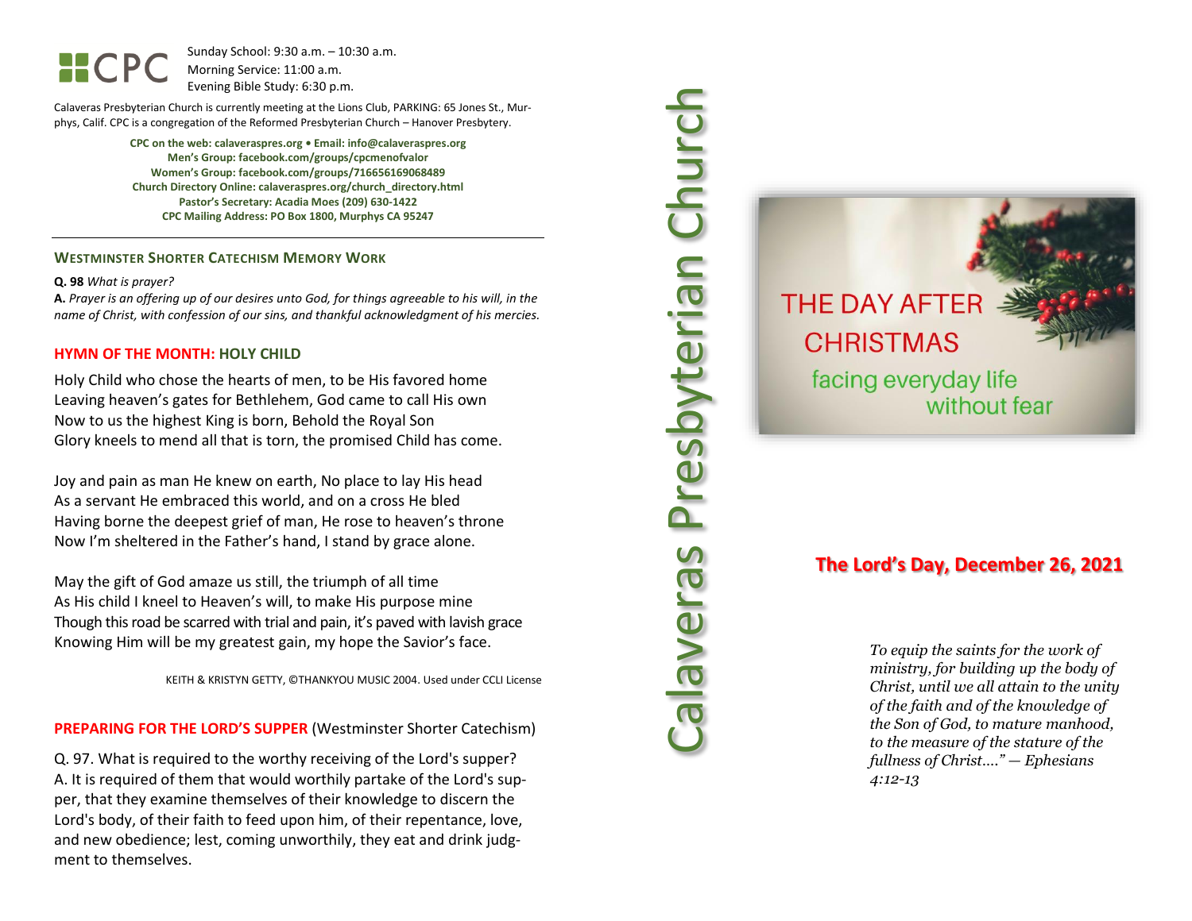CPC

Sunday School: 9:30 a.m. – 10:30 a.m.
Morning Service: 11:00 a.m.
Evening Bible Study: 6:30 p.m.

Calaveras Presbyterian Church is currently meeting at the Lions Club, PARKING: 65 Jones St., Murphys, Calif. CPC is a congregation of the Reformed Presbyterian Church – Hanover Presbytery.

**CPC on the web: calaveraspres.org • Email: info@calaveraspres.org**
**Men's Group: facebook.com/groups/cpcmenofvalor**
**Women's Group: facebook.com/groups/716656169068489**
**Church Directory Online: calaveraspres.org/church_directory.html**
**Pastor's Secretary: Acadia Moes (209) 630-1422**
**CPC Mailing Address: PO Box 1800, Murphys CA 95247**

---

## WESTMINSTER SHORTER CATECHISM MEMORY WORK

**Q. 98** *What is prayer?*
**A.** *Prayer is an offering up of our desires unto God, for things agreeable to his will, in the name of Christ, with confession of our sins, and thankful acknowledgment of his mercies.*

## HYMN OF THE MONTH: HOLY CHILD

Holy Child who chose the hearts of men, to be His favored home
Leaving heaven's gates for Bethlehem, God came to call His own
Now to us the highest King is born, Behold the Royal Son
Glory kneels to mend all that is torn, the promised Child has come.

Joy and pain as man He knew on earth, No place to lay His head
As a servant He embraced this world, and on a cross He bled
Having borne the deepest grief of man, He rose to heaven's throne
Now I'm sheltered in the Father's hand, I stand by grace alone.

May the gift of God amaze us still, the triumph of all time
As His child I kneel to Heaven's will, to make His purpose mine
Though this road be scarred with trial and pain, it's paved with lavish grace
Knowing Him will be my greatest gain, my hope the Savior's face.

KEITH & KRISTYN GETTY, ©THANKYOU MUSIC 2004. Used under CCLI License

## PREPARING FOR THE LORD'S SUPPER (Westminster Shorter Catechism)

Q. 97. What is required to the worthy receiving of the Lord's supper?
A. It is required of them that would worthily partake of the Lord's supper, that they examine themselves of their knowledge to discern the Lord's body, of their faith to feed upon him, of their repentance, love, and new obedience; lest, coming unworthily, they eat and drink judgment to themselves.

# Calaveras Presbyterian Church

THE DAY AFTER CHRISTMAS
facing everyday life without fear

## The Lord's Day, December 26, 2021

*To equip the saints for the work of ministry, for building up the body of Christ, until we all attain to the unity of the faith and of the knowledge of the Son of God, to mature manhood, to the measure of the stature of the fullness of Christ…." — Ephesians 4:12-13*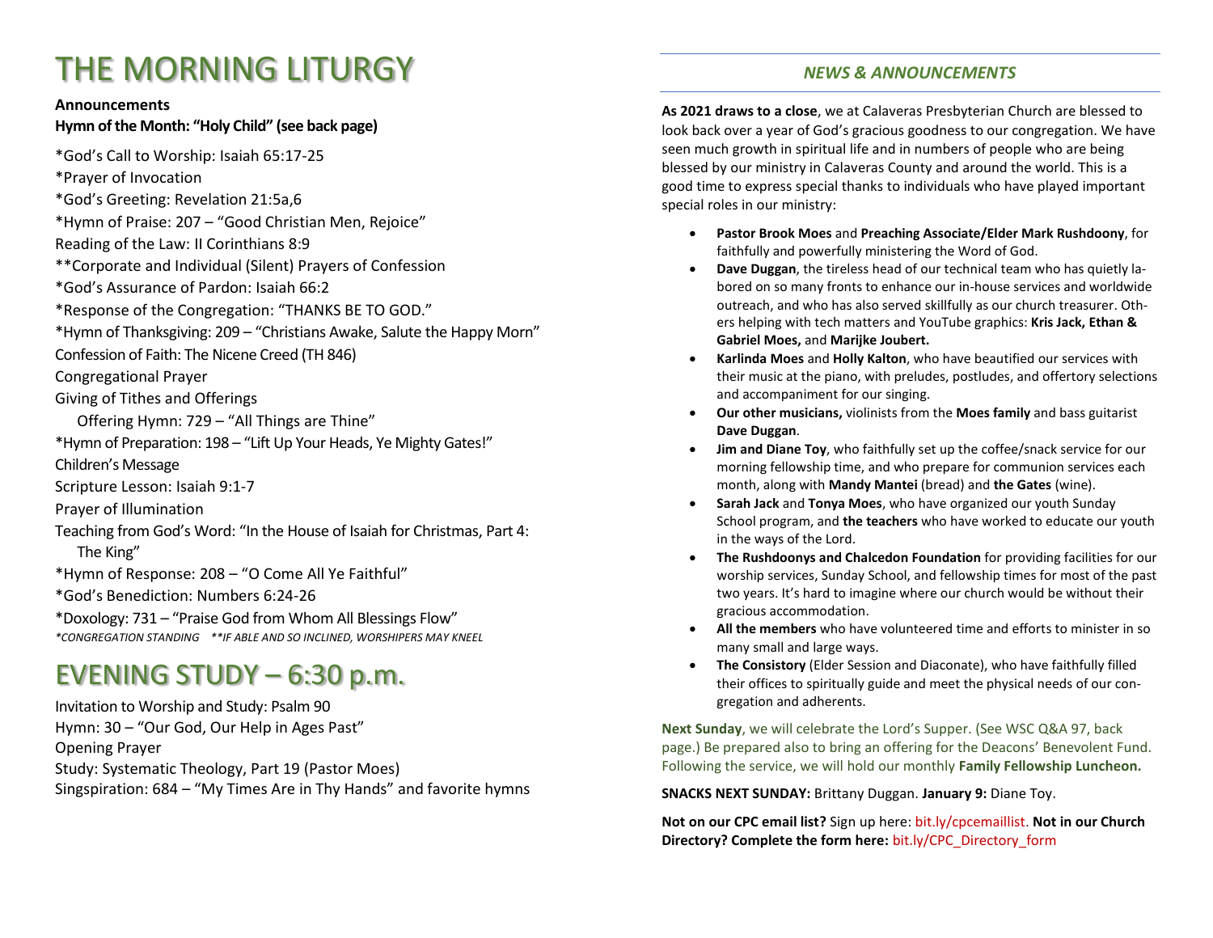# THE MORNING LITURGY

**Announcements**

**Hymn of the Month: "Holy Child" (see back page)**

*God's Call to Worship: Isaiah 65:17-25
*Prayer of Invocation
*God's Greeting: Revelation 21:5a,6
*Hymn of Praise: 207 – "Good Christian Men, Rejoice"
Reading of the Law: II Corinthians 8:9
**Corporate and Individual (Silent) Prayers of Confession
*God's Assurance of Pardon: Isaiah 66:2
*Response of the Congregation: "THANKS BE TO GOD."
*Hymn of Thanksgiving: 209 – "Christians Awake, Salute the Happy Morn"
Confession of Faith: The Nicene Creed (TH 846)
Congregational Prayer
Giving of Tithes and Offerings
Offering Hymn: 729 – "All Things are Thine"
*Hymn of Preparation: 198 – "Lift Up Your Heads, Ye Mighty Gates!"
Children's Message
Scripture Lesson: Isaiah 9:1-7
Prayer of Illumination
Teaching from God's Word: "In the House of Isaiah for Christmas, Part 4: The King"
*Hymn of Response: 208 – "O Come All Ye Faithful"
*God's Benediction: Numbers 6:24-26
*Doxology: 731 – "Praise God from Whom All Blessings Flow"

*\*CONGREGATION STANDING \*\*IF ABLE AND SO INCLINED, WORSHIPERS MAY KNEEL*

# EVENING STUDY – 6:30 p.m.

Invitation to Worship and Study: Psalm 90
Hymn: 30 – "Our God, Our Help in Ages Past"
Opening Prayer
Study: Systematic Theology, Part 19 (Pastor Moes)
Singspiration: 684 – "My Times Are in Thy Hands" and favorite hymns

## *NEWS & ANNOUNCEMENTS*

**As 2021 draws to a close**, we at Calaveras Presbyterian Church are blessed to look back over a year of God's gracious goodness to our congregation. We have seen much growth in spiritual life and in numbers of people who are being blessed by our ministry in Calaveras County and around the world. This is a good time to express special thanks to individuals who have played important special roles in our ministry:

- **Pastor Brook Moes** and **Preaching Associate/Elder Mark Rushdoony**, for faithfully and powerfully ministering the Word of God.
- **Dave Duggan**, the tireless head of our technical team who has quietly labored on so many fronts to enhance our in-house services and worldwide outreach, and who has also served skillfully as our church treasurer. Others helping with tech matters and YouTube graphics: **Kris Jack, Ethan & Gabriel Moes,** and **Marijke Joubert.**
- **Karlinda Moes** and **Holly Kalton**, who have beautified our services with their music at the piano, with preludes, postludes, and offertory selections and accompaniment for our singing.
- **Our other musicians,** violinists from the **Moes family** and bass guitarist **Dave Duggan**.
- **Jim and Diane Toy**, who faithfully set up the coffee/snack service for our morning fellowship time, and who prepare for communion services each month, along with **Mandy Mantei** (bread) and **the Gates** (wine).
- **Sarah Jack** and **Tonya Moes**, who have organized our youth Sunday School program, and **the teachers** who have worked to educate our youth in the ways of the Lord.
- **The Rushdoonys and Chalcedon Foundation** for providing facilities for our worship services, Sunday School, and fellowship times for most of the past two years. It's hard to imagine where our church would be without their gracious accommodation.
- **All the members** who have volunteered time and efforts to minister in so many small and large ways.
- **The Consistory** (Elder Session and Diaconate), who have faithfully filled their offices to spiritually guide and meet the physical needs of our congregation and adherents.

**Next Sunday**, we will celebrate the Lord's Supper. (See WSC Q&A 97, back page.) Be prepared also to bring an offering for the Deacons' Benevolent Fund. Following the service, we will hold our monthly **Family Fellowship Luncheon.**

**SNACKS NEXT SUNDAY:** Brittany Duggan. **January 9:** Diane Toy.

**Not on our CPC email list?** Sign up here: bit.ly/cpcemaillist. **Not in our Church Directory? Complete the form here:** bit.ly/CPC_Directory_form